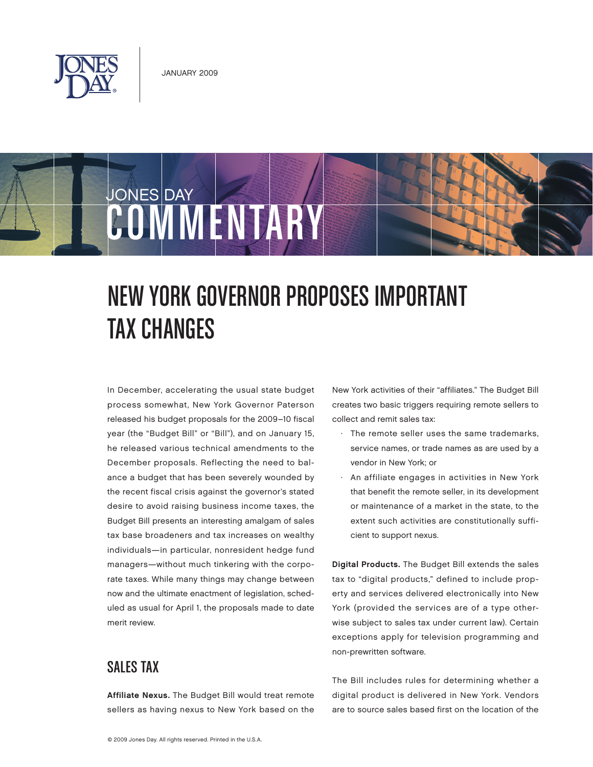JANUARY 2009

JONES DAY COMMENTARY

# NEW YORK GOVERNOR PROPOSES IMPORTANT TAX CHANGES

In December, accelerating the usual state budget process somewhat, New York Governor Paterson released his budget proposals for the 2009–10 fiscal year (the "Budget Bill" or "Bill"), and on January 15, he released various technical amendments to the December proposals. Reflecting the need to balance a budget that has been severely wounded by the recent fiscal crisis against the governor's stated desire to avoid raising business income taxes, the Budget Bill presents an interesting amalgam of sales tax base broadeners and tax increases on wealthy individuals—in particular, nonresident hedge fund managers—without much tinkering with the corporate taxes. While many things may change between now and the ultimate enactment of legislation, scheduled as usual for April 1, the proposals made to date merit review.

## SALES TAX

**Affiliate Nexus.** The Budget Bill would treat remote sellers as having nexus to New York based on the New York activities of their "affiliates." The Budget Bill creates two basic triggers requiring remote sellers to collect and remit sales tax:

- The remote seller uses the same trademarks, service names, or trade names as are used by a vendor in New York; or
- An affiliate engages in activities in New York that benefit the remote seller, in its development or maintenance of a market in the state, to the extent such activities are constitutionally sufficient to support nexus.

**Digital Products.** The Budget Bill extends the sales tax to "digital products," defined to include property and services delivered electronically into New York (provided the services are of a type otherwise subject to sales tax under current law). Certain exceptions apply for television programming and non-prewritten software.

The Bill includes rules for determining whether a digital product is delivered in New York. Vendors are to source sales based first on the location of the

© 2009 Jones Day. All rights reserved. Printed in the U.S.A.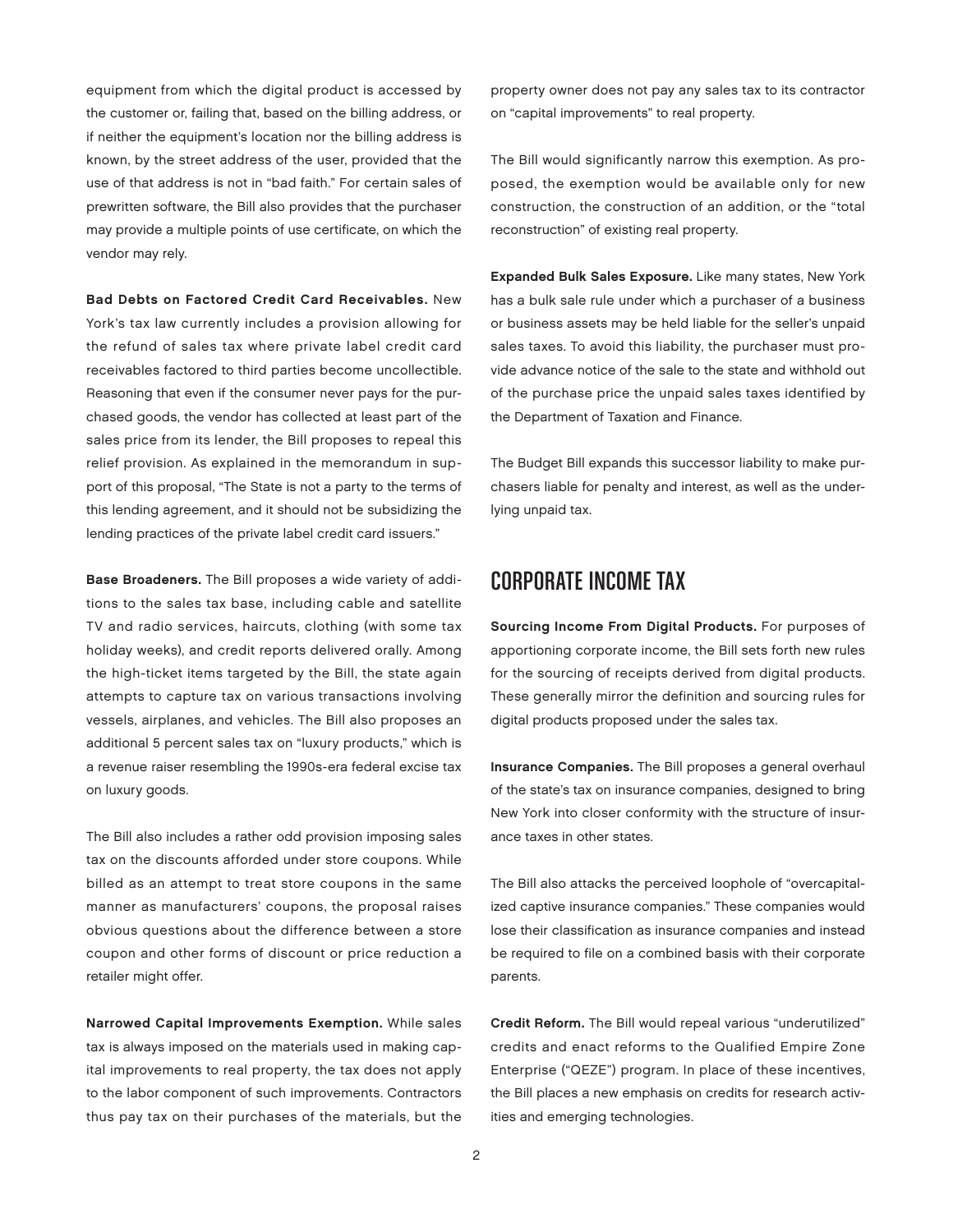equipment from which the digital product is accessed by the customer or, failing that, based on the billing address, or if neither the equipment's location nor the billing address is known, by the street address of the user, provided that the use of that address is not in "bad faith." For certain sales of prewritten software, the Bill also provides that the purchaser may provide a multiple points of use certificate, on which the vendor may rely.

**Bad Debts on Factored Credit Card Receivables.** New York's tax law currently includes a provision allowing for the refund of sales tax where private label credit card receivables factored to third parties become uncollectible. Reasoning that even if the consumer never pays for the purchased goods, the vendor has collected at least part of the sales price from its lender, the Bill proposes to repeal this relief provision. As explained in the memorandum in support of this proposal, "The State is not a party to the terms of this lending agreement, and it should not be subsidizing the lending practices of the private label credit card issuers."

**Base Broadeners.** The Bill proposes a wide variety of additions to the sales tax base, including cable and satellite TV and radio services, haircuts, clothing (with some tax holiday weeks), and credit reports delivered orally. Among the high-ticket items targeted by the Bill, the state again attempts to capture tax on various transactions involving vessels, airplanes, and vehicles. The Bill also proposes an additional 5 percent sales tax on "luxury products," which is a revenue raiser resembling the 1990s-era federal excise tax on luxury goods.

The Bill also includes a rather odd provision imposing sales tax on the discounts afforded under store coupons. While billed as an attempt to treat store coupons in the same manner as manufacturers' coupons, the proposal raises obvious questions about the difference between a store coupon and other forms of discount or price reduction a retailer might offer.

**Narrowed Capital Improvements Exemption.** While sales tax is always imposed on the materials used in making capital improvements to real property, the tax does not apply to the labor component of such improvements. Contractors thus pay tax on their purchases of the materials, but the property owner does not pay any sales tax to its contractor on "capital improvements" to real property.

The Bill would significantly narrow this exemption. As proposed, the exemption would be available only for new construction, the construction of an addition, or the "total reconstruction" of existing real property.

**Expanded Bulk Sales Exposure.** Like many states, New York has a bulk sale rule under which a purchaser of a business or business assets may be held liable for the seller's unpaid sales taxes. To avoid this liability, the purchaser must provide advance notice of the sale to the state and withhold out of the purchase price the unpaid sales taxes identified by the Department of Taxation and Finance.

The Budget Bill expands this successor liability to make purchasers liable for penalty and interest, as well as the underlying unpaid tax.

## CORPORATE INCOME TAX

**Sourcing Income From Digital Products.** For purposes of apportioning corporate income, the Bill sets forth new rules for the sourcing of receipts derived from digital products. These generally mirror the definition and sourcing rules for digital products proposed under the sales tax.

**Insurance Companies.** The Bill proposes a general overhaul of the state's tax on insurance companies, designed to bring New York into closer conformity with the structure of insurance taxes in other states.

The Bill also attacks the perceived loophole of "overcapitalized captive insurance companies." These companies would lose their classification as insurance companies and instead be required to file on a combined basis with their corporate parents.

**Credit Reform.** The Bill would repeal various "underutilized" credits and enact reforms to the Qualified Empire Zone Enterprise ("QEZE") program. In place of these incentives, the Bill places a new emphasis on credits for research activities and emerging technologies.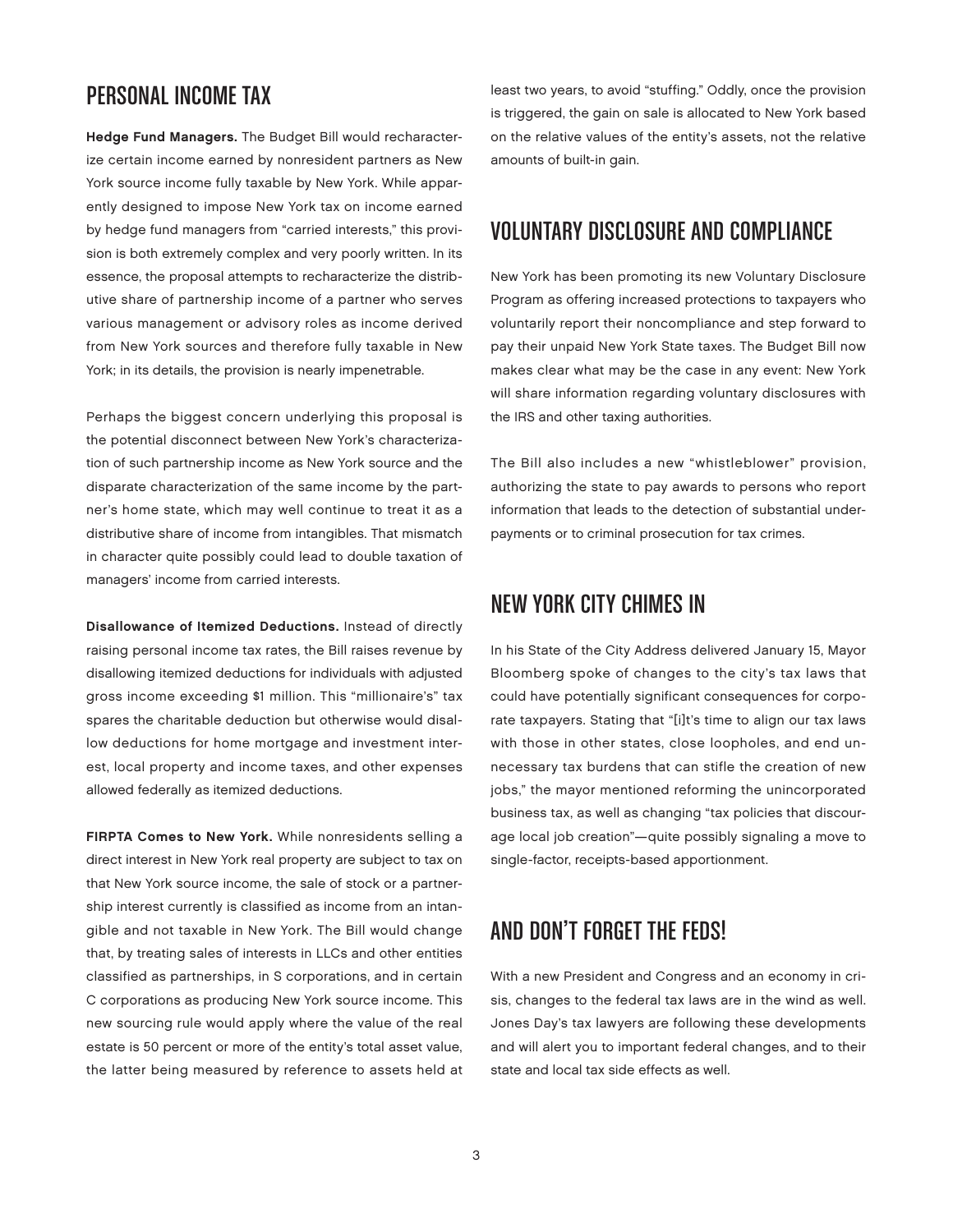## PERSONAL INCOME TAX

**Hedge Fund Managers.** The Budget Bill would recharacterize certain income earned by nonresident partners as New York source income fully taxable by New York. While apparently designed to impose New York tax on income earned by hedge fund managers from "carried interests," this provision is both extremely complex and very poorly written. In its essence, the proposal attempts to recharacterize the distributive share of partnership income of a partner who serves various management or advisory roles as income derived from New York sources and therefore fully taxable in New York; in its details, the provision is nearly impenetrable.

Perhaps the biggest concern underlying this proposal is the potential disconnect between New York's characterization of such partnership income as New York source and the disparate characterization of the same income by the partner's home state, which may well continue to treat it as a distributive share of income from intangibles. That mismatch in character quite possibly could lead to double taxation of managers' income from carried interests.

**Disallowance of Itemized Deductions.** Instead of directly raising personal income tax rates, the Bill raises revenue by disallowing itemized deductions for individuals with adjusted gross income exceeding $1 million. This "millionaire's" tax spares the charitable deduction but otherwise would disallow deductions for home mortgage and investment interest, local property and income taxes, and other expenses allowed federally as itemized deductions.

**FIRPTA Comes to New York.** While nonresidents selling a direct interest in New York real property are subject to tax on that New York source income, the sale of stock or a partnership interest currently is classified as income from an intangible and not taxable in New York. The Bill would change that, by treating sales of interests in LLCs and other entities classified as partnerships, in S corporations, and in certain C corporations as producing New York source income. This new sourcing rule would apply where the value of the real estate is 50 percent or more of the entity's total asset value, the latter being measured by reference to assets held at least two years, to avoid "stuffing." Oddly, once the provision is triggered, the gain on sale is allocated to New York based on the relative values of the entity's assets, not the relative amounts of built-in gain.

## VOLUNTARY DISCLOSURE AND COMPLIANCE

New York has been promoting its new Voluntary Disclosure Program as offering increased protections to taxpayers who voluntarily report their noncompliance and step forward to pay their unpaid New York State taxes. The Budget Bill now makes clear what may be the case in any event: New York will share information regarding voluntary disclosures with the IRS and other taxing authorities.

The Bill also includes a new "whistleblower" provision, authorizing the state to pay awards to persons who report information that leads to the detection of substantial underpayments or to criminal prosecution for tax crimes.

## NEW YORK CITY CHIMES IN

In his State of the City Address delivered January 15, Mayor Bloomberg spoke of changes to the city's tax laws that could have potentially significant consequences for corporate taxpayers. Stating that "[i]t's time to align our tax laws with those in other states, close loopholes, and end unnecessary tax burdens that can stifle the creation of new jobs," the mayor mentioned reforming the unincorporated business tax, as well as changing "tax policies that discourage local job creation"—quite possibly signaling a move to single-factor, receipts-based apportionment.

## AND DON'T FORGET THE FEDS!

With a new President and Congress and an economy in crisis, changes to the federal tax laws are in the wind as well. Jones Day's tax lawyers are following these developments and will alert you to important federal changes, and to their state and local tax side effects as well.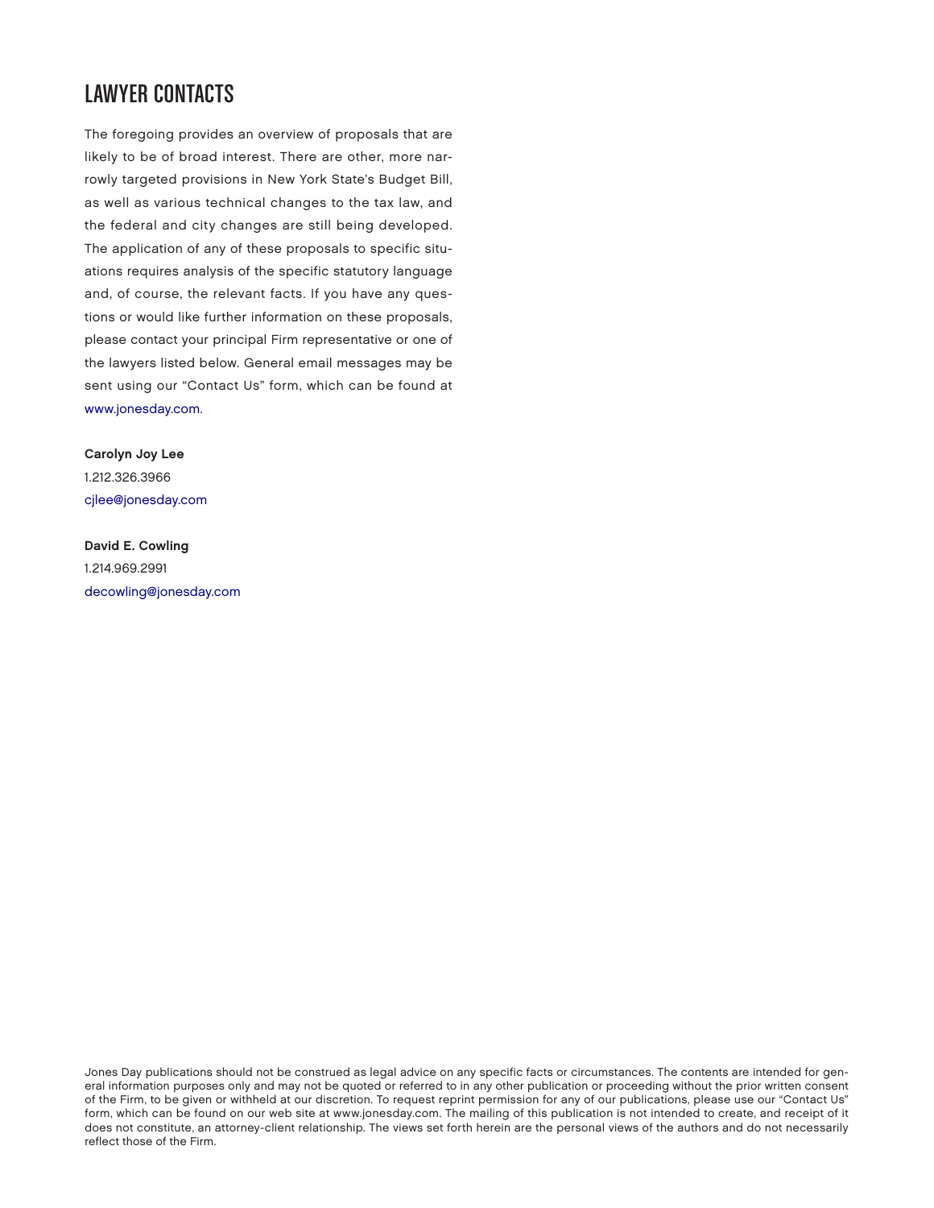## LAWYER CONTACTS

The foregoing provides an overview of proposals that are likely to be of broad interest. There are other, more narrowly targeted provisions in New York State's Budget Bill, as well as various technical changes to the tax law, and the federal and city changes are still being developed. The application of any of these proposals to specific situations requires analysis of the specific statutory language and, of course, the relevant facts. If you have any questions or would like further information on these proposals, please contact your principal Firm representative or one of the lawyers listed below. General email messages may be sent using our "Contact Us" form, which can be found at www.jonesday.com.

**Carolyn Joy Lee**
1.212.326.3966
cjlee@jonesday.com

**David E. Cowling**
1.214.969.2991
decowling@jonesday.com

Jones Day publications should not be construed as legal advice on any specific facts or circumstances. The contents are intended for general information purposes only and may not be quoted or referred to in any other publication or proceeding without the prior written consent of the Firm, to be given or withheld at our discretion. To request reprint permission for any of our publications, please use our "Contact Us" form, which can be found on our web site at www.jonesday.com. The mailing of this publication is not intended to create, and receipt of it does not constitute, an attorney-client relationship. The views set forth herein are the personal views of the authors and do not necessarily reflect those of the Firm.